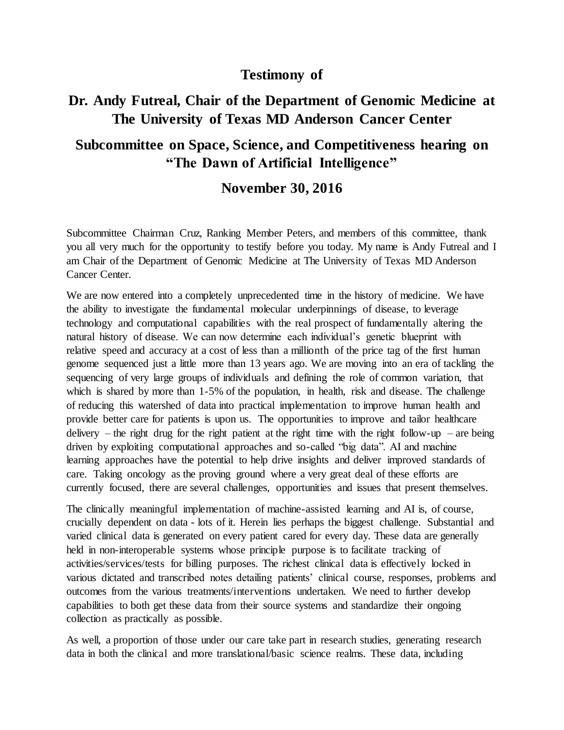# Testimony of

## Dr. Andy Futreal, Chair of the Department of Genomic Medicine at The University of Texas MD Anderson Cancer Center

## Subcommittee on Space, Science, and Competitiveness hearing on "The Dawn of Artificial Intelligence"

## November 30, 2016

Subcommittee Chairman Cruz, Ranking Member Peters, and members of this committee, thank you all very much for the opportunity to testify before you today. My name is Andy Futreal and I am Chair of the Department of Genomic Medicine at The University of Texas MD Anderson Cancer Center.

We are now entered into a completely unprecedented time in the history of medicine. We have the ability to investigate the fundamental molecular underpinnings of disease, to leverage technology and computational capabilities with the real prospect of fundamentally altering the natural history of disease. We can now determine each individual's genetic blueprint with relative speed and accuracy at a cost of less than a millionth of the price tag of the first human genome sequenced just a little more than 13 years ago. We are moving into an era of tackling the sequencing of very large groups of individuals and defining the role of common variation, that which is shared by more than 1-5% of the population, in health, risk and disease. The challenge of reducing this watershed of data into practical implementation to improve human health and provide better care for patients is upon us. The opportunities to improve and tailor healthcare delivery – the right drug for the right patient at the right time with the right follow-up – are being driven by exploiting computational approaches and so-called "big data". AI and machine learning approaches have the potential to help drive insights and deliver improved standards of care. Taking oncology as the proving ground where a very great deal of these efforts are currently focused, there are several challenges, opportunities and issues that present themselves.

The clinically meaningful implementation of machine-assisted learning and AI is, of course, crucially dependent on data - lots of it. Herein lies perhaps the biggest challenge. Substantial and varied clinical data is generated on every patient cared for every day. These data are generally held in non-interoperable systems whose principle purpose is to facilitate tracking of activities/services/tests for billing purposes. The richest clinical data is effectively locked in various dictated and transcribed notes detailing patients' clinical course, responses, problems and outcomes from the various treatments/interventions undertaken. We need to further develop capabilities to both get these data from their source systems and standardize their ongoing collection as practically as possible.

As well, a proportion of those under our care take part in research studies, generating research data in both the clinical and more translational/basic science realms. These data, including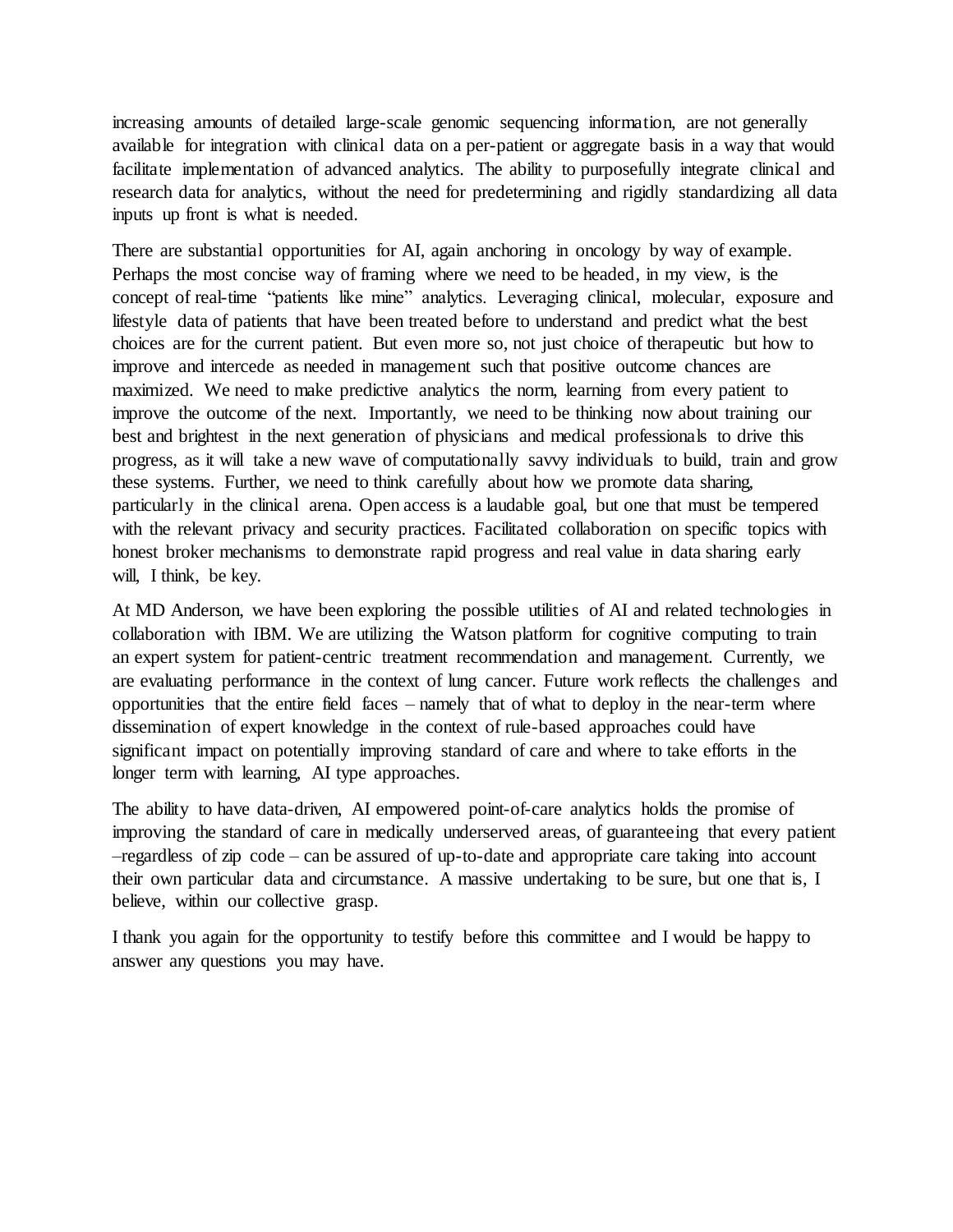increasing amounts of detailed large-scale genomic sequencing information, are not generally available for integration with clinical data on a per-patient or aggregate basis in a way that would facilitate implementation of advanced analytics. The ability to purposefully integrate clinical and research data for analytics, without the need for predetermining and rigidly standardizing all data inputs up front is what is needed.

There are substantial opportunities for AI, again anchoring in oncology by way of example. Perhaps the most concise way of framing where we need to be headed, in my view, is the concept of real-time "patients like mine" analytics. Leveraging clinical, molecular, exposure and lifestyle data of patients that have been treated before to understand and predict what the best choices are for the current patient. But even more so, not just choice of therapeutic but how to improve and intercede as needed in management such that positive outcome chances are maximized. We need to make predictive analytics the norm, learning from every patient to improve the outcome of the next. Importantly, we need to be thinking now about training our best and brightest in the next generation of physicians and medical professionals to drive this progress, as it will take a new wave of computationally savvy individuals to build, train and grow these systems. Further, we need to think carefully about how we promote data sharing, particularly in the clinical arena. Open access is a laudable goal, but one that must be tempered with the relevant privacy and security practices. Facilitated collaboration on specific topics with honest broker mechanisms to demonstrate rapid progress and real value in data sharing early will, I think, be key.

At MD Anderson, we have been exploring the possible utilities of AI and related technologies in collaboration with IBM. We are utilizing the Watson platform for cognitive computing to train an expert system for patient-centric treatment recommendation and management. Currently, we are evaluating performance in the context of lung cancer. Future work reflects the challenges and opportunities that the entire field faces – namely that of what to deploy in the near-term where dissemination of expert knowledge in the context of rule-based approaches could have significant impact on potentially improving standard of care and where to take efforts in the longer term with learning, AI type approaches.

The ability to have data-driven, AI empowered point-of-care analytics holds the promise of improving the standard of care in medically underserved areas, of guaranteeing that every patient –regardless of zip code – can be assured of up-to-date and appropriate care taking into account their own particular data and circumstance. A massive undertaking to be sure, but one that is, I believe, within our collective grasp.

I thank you again for the opportunity to testify before this committee and I would be happy to answer any questions you may have.